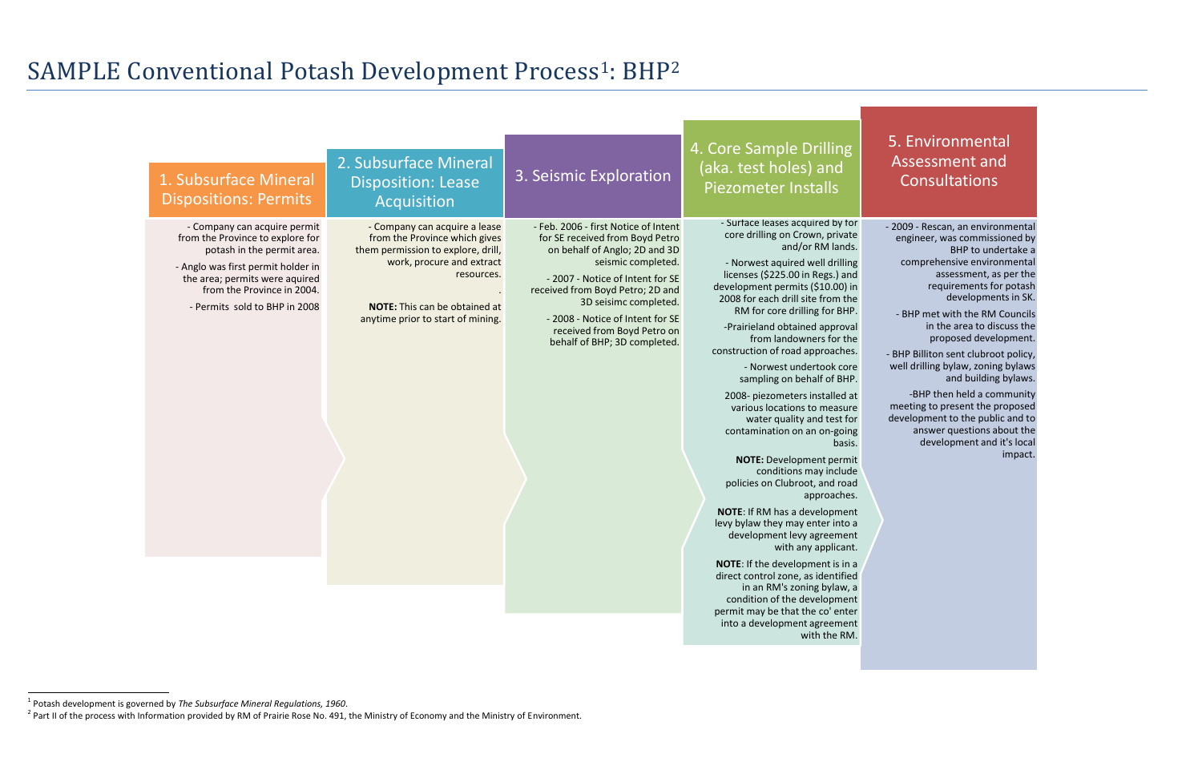# SAMPLE Conventional Potash Development Process[1]: BHP[2]

## 1. Subsurface Mineral Dispositions: Permits

- Company can acquire permit from the Province to explore for potash in the permit area.
- Anglo was first permit holder in the area; permits were aquired from the Province in 2004.
- Permits sold to BHP in 2008

## 2. Subsurface Mineral Disposition: Lease Acquisition

- Company can acquire a lease from the Province which gives them permission to explore, drill, work, procure and extract resources.

.

**NOTE:** This can be obtained at anytime prior to start of mining.

## 3. Seismic Exploration

- Feb. 2006 - first Notice of Intent for SE received from Boyd Petro on behalf of Anglo; 2D and 3D seismic completed.
- 2007 - Notice of Intent for SE received from Boyd Petro; 2D and 3D seisimc completed.
- 2008 - Notice of Intent for SE received from Boyd Petro on behalf of BHP; 3D completed.

## 4. Core Sample Drilling (aka. test holes) and Piezometer Installs

- Surface leases acquired by for core drilling on Crown, private and/or RM lands.
- Norwest aquired well drilling licenses ($225.00 in Regs.) and development permits ($10.00) in 2008 for each drill site from the RM for core drilling for BHP.
- Prairieland obtained approval from landowners for the construction of road approaches.
- Norwest undertook core sampling on behalf of BHP.

2008- piezometers installed at various locations to measure water quality and test for contamination on an on-going basis.

**NOTE:** Development permit conditions may include policies on Clubroot, and road approaches.

**NOTE**: If RM has a development levy bylaw they may enter into a development levy agreement with any applicant.

**NOTE**: If the development is in a direct control zone, as identified in an RM's zoning bylaw, a condition of the development permit may be that the co' enter into a development agreement with the RM.

## 5. Environmental Assessment and Consultations

- 2009 - Rescan, an environmental engineer, was commissioned by BHP to undertake a comprehensive environmental assessment, as per the requirements for potash developments in SK.
- BHP met with the RM Councils in the area to discuss the proposed development.
- BHP Billiton sent clubroot policy, well drilling bylaw, zoning bylaws and building bylaws.
- BHP then held a community meeting to present the proposed development to the public and to answer questions about the development and it's local impact.

---

[1] Potash development is governed by *The Subsurface Mineral Regulations, 1960*.

[2] Part II of the process with Information provided by RM of Prairie Rose No. 491, the Ministry of Economy and the Ministry of Environment.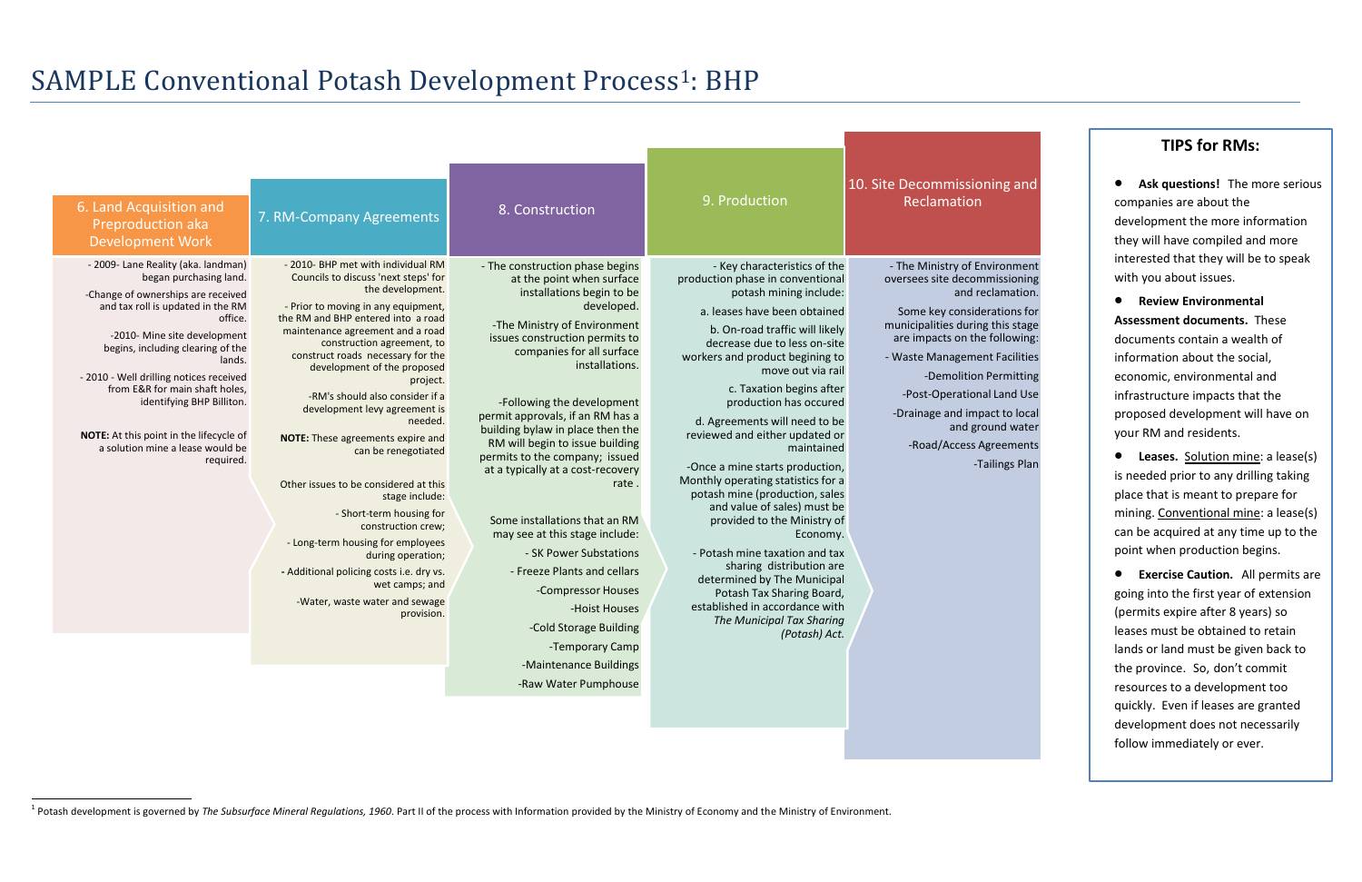# SAMPLE Conventional Potash Development Process[1]: BHP

## 6. Land Acquisition and Preproduction aka Development Work

- 2009- Lane Reality (aka. landman) began purchasing land.

-Change of ownerships are received and tax roll is updated in the RM office.

-2010- Mine site development begins, including clearing of the lands.

- 2010 - Well drilling notices received from E&R for main shaft holes, identifying BHP Billiton.

**NOTE:** At this point in the lifecycle of a solution mine a lease would be required.

## 7. RM-Company Agreements

- 2010- BHP met with individual RM Councils to discuss 'next steps' for the development.

- Prior to moving in any equipment, the RM and BHP entered into a road maintenance agreement and a road construction agreement, to construct roads necessary for the development of the proposed project.

-RM's should also consider if a development levy agreement is needed.

**NOTE:** These agreements expire and can be renegotiated

Other issues to be considered at this stage include:

- Short-term housing for construction crew;
- Long-term housing for employees during operation;
- Additional policing costs i.e. dry vs. wet camps; and
-Water, waste water and sewage provision.

## 8. Construction

- The construction phase begins at the point when surface installations begin to be developed.

-The Ministry of Environment issues construction permits to companies for all surface installations.

-Following the development permit approvals, if an RM has a building bylaw in place then the RM will begin to issue building permits to the company; issued at a typically at a cost-recovery rate .

Some installations that an RM may see at this stage include:

- SK Power Substations
- Freeze Plants and cellars
-Compressor Houses
-Hoist Houses
-Cold Storage Building
-Temporary Camp
-Maintenance Buildings
-Raw Water Pumphouse

## 9. Production

- Key characteristics of the production phase in conventional potash mining include:

a. leases have been obtained

b. On-road traffic will likely decrease due to less on-site workers and product begining to move out via rail

c. Taxation begins after production has occured

d. Agreements will need to be reviewed and either updated or maintained

-Once a mine starts production, Monthly operating statistics for a potash mine (production, sales and value of sales) must be provided to the Ministry of Economy.

- Potash mine taxation and tax sharing distribution are determined by The Municipal Potash Tax Sharing Board, established in accordance with *The Municipal Tax Sharing (Potash) Act.*

## 10. Site Decommissioning and Reclamation

- The Ministry of Environment oversees site decommissioning and reclamation.

Some key considerations for municipalities during this stage are impacts on the following:

- Waste Management Facilities
-Demolition Permitting
-Post-Operational Land Use
-Drainage and impact to local and ground water
-Road/Access Agreements
-Tailings Plan

## TIPS for RMs:

- **Ask questions!** The more serious companies are about the development the more information they will have compiled and more interested that they will be to speak with you about issues.
- **Review Environmental Assessment documents.** These documents contain a wealth of information about the social, economic, environmental and infrastructure impacts that the proposed development will have on your RM and residents.
- **Leases.** Solution mine: a lease(s) is needed prior to any drilling taking place that is meant to prepare for mining. Conventional mine: a lease(s) can be acquired at any time up to the point when production begins.
- **Exercise Caution.** All permits are going into the first year of extension (permits expire after 8 years) so leases must be obtained to retain lands or land must be given back to the province. So, don't commit resources to a development too quickly. Even if leases are granted development does not necessarily follow immediately or ever.

[1] Potash development is governed by *The Subsurface Mineral Regulations, 1960*. Part II of the process with Information provided by the Ministry of Economy and the Ministry of Environment.